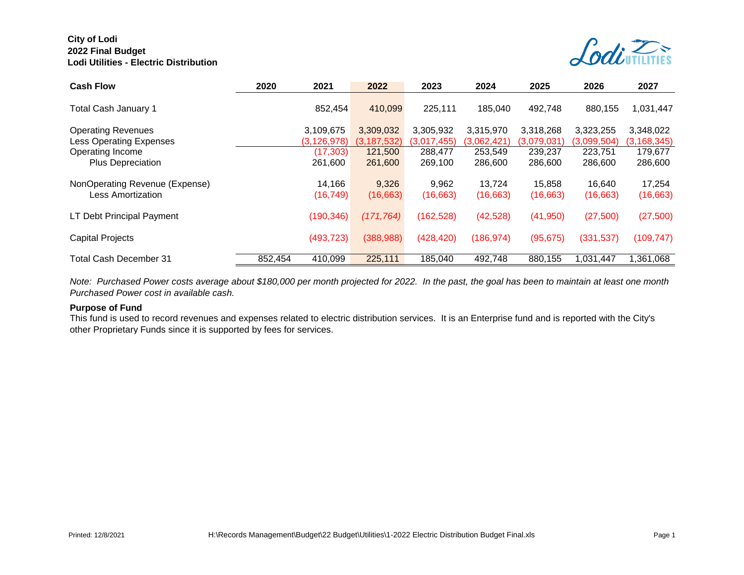**City of Lodi**
**2022 Final Budget**
**Lodi Utilities - Electric Distribution**

| Cash Flow | 2020 | 2021 | 2022 | 2023 | 2024 | 2025 | 2026 | 2027 |
|---|---|---|---|---|---|---|---|---|
| Total Cash January 1 | | 852,454 | 410,099 | 225,111 | 185,040 | 492,748 | 880,155 | 1,031,447 |
| Operating Revenues | | 3,109,675 | 3,309,032 | 3,305,932 | 3,315,970 | 3,318,268 | 3,323,255 | 3,348,022 |
| Less Operating Expenses | | (3,126,978) | (3,187,532) | (3,017,455) | (3,062,421) | (3,079,031) | (3,099,504) | (3,168,345) |
| Operating Income | | (17,303) | 121,500 | 288,477 | 253,549 | 239,237 | 223,751 | 179,677 |
| Plus Depreciation | | 261,600 | 261,600 | 269,100 | 286,600 | 286,600 | 286,600 | 286,600 |
| NonOperating Revenue (Expense) | | 14,166 | 9,326 | 9,962 | 13,724 | 15,858 | 16,640 | 17,254 |
| Less Amortization | | (16,749) | (16,663) | (16,663) | (16,663) | (16,663) | (16,663) | (16,663) |
| LT Debt Principal Payment | | (190,346) | *(171,764)* | (162,528) | (42,528) | (41,950) | (27,500) | (27,500) |
| Capital Projects | | (493,723) | (388,988) | (428,420) | (186,974) | (95,675) | (331,537) | (109,747) |
| Total Cash December 31 | 852,454 | 410,099 | 225,111 | 185,040 | 492,748 | 880,155 | 1,031,447 | 1,361,068 |

*Note: Purchased Power costs average about $180,000 per month projected for 2022. In the past, the goal has been to maintain at least one month Purchased Power cost in available cash.*

**Purpose of Fund**

This fund is used to record revenues and expenses related to electric distribution services. It is an Enterprise fund and is reported with the City's other Proprietary Funds since it is supported by fees for services.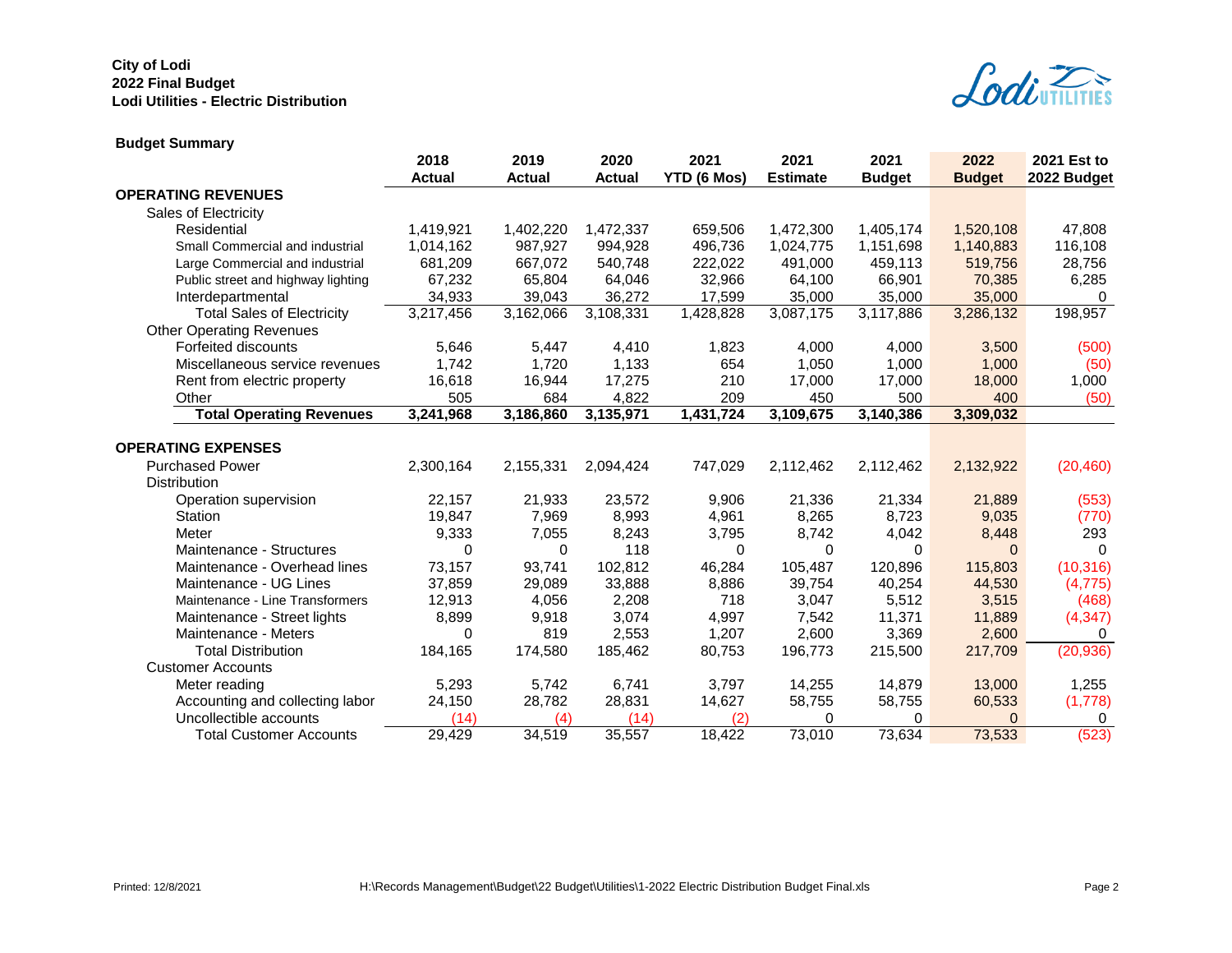**City of Lodi**
**2022 Final Budget**
**Lodi Utilities - Electric Distribution**

**Budget Summary**

| | 2018 Actual | 2019 Actual | 2020 Actual | 2021 YTD (6 Mos) | 2021 Estimate | 2021 Budget | 2022 Budget | 2021 Est to 2022 Budget |
|---|---|---|---|---|---|---|---|---|
| **OPERATING REVENUES** | | | | | | | | |
| Sales of Electricity | | | | | | | | |
| Residential | 1,419,921 | 1,402,220 | 1,472,337 | 659,506 | 1,472,300 | 1,405,174 | 1,520,108 | 47,808 |
| Small Commercial and industrial | 1,014,162 | 987,927 | 994,928 | 496,736 | 1,024,775 | 1,151,698 | 1,140,883 | 116,108 |
| Large Commercial and industrial | 681,209 | 667,072 | 540,748 | 222,022 | 491,000 | 459,113 | 519,756 | 28,756 |
| Public street and highway lighting | 67,232 | 65,804 | 64,046 | 32,966 | 64,100 | 66,901 | 70,385 | 6,285 |
| Interdepartmental | 34,933 | 39,043 | 36,272 | 17,599 | 35,000 | 35,000 | 35,000 | 0 |
| Total Sales of Electricity | 3,217,456 | 3,162,066 | 3,108,331 | 1,428,828 | 3,087,175 | 3,117,886 | 3,286,132 | 198,957 |
| Other Operating Revenues | | | | | | | | |
| Forfeited discounts | 5,646 | 5,447 | 4,410 | 1,823 | 4,000 | 4,000 | 3,500 | (500) |
| Miscellaneous service revenues | 1,742 | 1,720 | 1,133 | 654 | 1,050 | 1,000 | 1,000 | (50) |
| Rent from electric property | 16,618 | 16,944 | 17,275 | 210 | 17,000 | 17,000 | 18,000 | 1,000 |
| Other | 505 | 684 | 4,822 | 209 | 450 | 500 | 400 | (50) |
| **Total Operating Revenues** | **3,241,968** | **3,186,860** | **3,135,971** | **1,431,724** | **3,109,675** | **3,140,386** | **3,309,032** | |
| **OPERATING EXPENSES** | | | | | | | | |
| Purchased Power | 2,300,164 | 2,155,331 | 2,094,424 | 747,029 | 2,112,462 | 2,112,462 | 2,132,922 | (20,460) |
| Distribution | | | | | | | | |
| Operation supervision | 22,157 | 21,933 | 23,572 | 9,906 | 21,336 | 21,334 | 21,889 | (553) |
| Station | 19,847 | 7,969 | 8,993 | 4,961 | 8,265 | 8,723 | 9,035 | (770) |
| Meter | 9,333 | 7,055 | 8,243 | 3,795 | 8,742 | 4,042 | 8,448 | 293 |
| Maintenance - Structures | 0 | 0 | 118 | 0 | 0 | 0 | 0 | 0 |
| Maintenance - Overhead lines | 73,157 | 93,741 | 102,812 | 46,284 | 105,487 | 120,896 | 115,803 | (10,316) |
| Maintenance - UG Lines | 37,859 | 29,089 | 33,888 | 8,886 | 39,754 | 40,254 | 44,530 | (4,775) |
| Maintenance - Line Transformers | 12,913 | 4,056 | 2,208 | 718 | 3,047 | 5,512 | 3,515 | (468) |
| Maintenance - Street lights | 8,899 | 9,918 | 3,074 | 4,997 | 7,542 | 11,371 | 11,889 | (4,347) |
| Maintenance - Meters | 0 | 819 | 2,553 | 1,207 | 2,600 | 3,369 | 2,600 | 0 |
| Total Distribution | 184,165 | 174,580 | 185,462 | 80,753 | 196,773 | 215,500 | 217,709 | (20,936) |
| Customer Accounts | | | | | | | | |
| Meter reading | 5,293 | 5,742 | 6,741 | 3,797 | 14,255 | 14,879 | 13,000 | 1,255 |
| Accounting and collecting labor | 24,150 | 28,782 | 28,831 | 14,627 | 58,755 | 58,755 | 60,533 | (1,778) |
| Uncollectible accounts | (14) | (4) | (14) | (2) | 0 | 0 | 0 | 0 |
| Total Customer Accounts | 29,429 | 34,519 | 35,557 | 18,422 | 73,010 | 73,634 | 73,533 | (523) |

Printed: 12/8/2021 H:\Records Management\Budget\22 Budget\Utilities\1-2022 Electric Distribution Budget Final.xls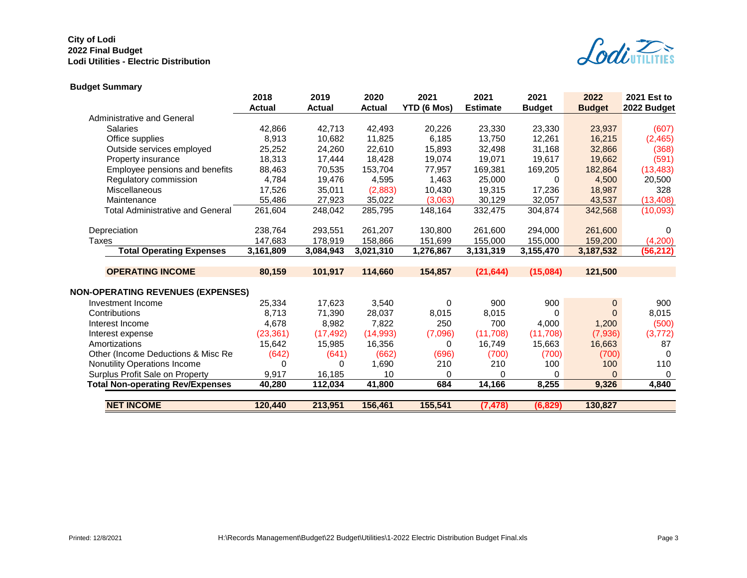**City of Lodi**
**2022 Final Budget**
**Lodi Utilities - Electric Distribution**

### Budget Summary

| | 2018 Actual | 2019 Actual | 2020 Actual | 2021 YTD (6 Mos) | 2021 Estimate | 2021 Budget | 2022 Budget | 2021 Est to 2022 Budget |
|---|---|---|---|---|---|---|---|---|
| Administrative and General | | | | | | | | |
| Salaries | 42,866 | 42,713 | 42,493 | 20,226 | 23,330 | 23,330 | 23,937 | (607) |
| Office supplies | 8,913 | 10,682 | 11,825 | 6,185 | 13,750 | 12,261 | 16,215 | (2,465) |
| Outside services employed | 25,252 | 24,260 | 22,610 | 15,893 | 32,498 | 31,168 | 32,866 | (368) |
| Property insurance | 18,313 | 17,444 | 18,428 | 19,074 | 19,071 | 19,617 | 19,662 | (591) |
| Employee pensions and benefits | 88,463 | 70,535 | 153,704 | 77,957 | 169,381 | 169,205 | 182,864 | (13,483) |
| Regulatory commission | 4,784 | 19,476 | 4,595 | 1,463 | 25,000 | 0 | 4,500 | 20,500 |
| Miscellaneous | 17,526 | 35,011 | (2,883) | 10,430 | 19,315 | 17,236 | 18,987 | 328 |
| Maintenance | 55,486 | 27,923 | 35,022 | (3,063) | 30,129 | 32,057 | 43,537 | (13,408) |
| Total Administrative and General | 261,604 | 248,042 | 285,795 | 148,164 | 332,475 | 304,874 | 342,568 | (10,093) |
| Depreciation | 238,764 | 293,551 | 261,207 | 130,800 | 261,600 | 294,000 | 261,600 | 0 |
| Taxes | 147,683 | 178,919 | 158,866 | 151,699 | 155,000 | 155,000 | 159,200 | (4,200) |
| **Total Operating Expenses** | **3,161,809** | **3,084,943** | **3,021,310** | **1,276,867** | **3,131,319** | **3,155,470** | **3,187,532** | **(56,212)** |
| **OPERATING INCOME** | **80,159** | **101,917** | **114,660** | **154,857** | **(21,644)** | **(15,084)** | **121,500** | |
| **NON-OPERATING REVENUES (EXPENSES)** | | | | | | | | |
| Investment Income | 25,334 | 17,623 | 3,540 | 0 | 900 | 900 | 0 | 900 |
| Contributions | 8,713 | 71,390 | 28,037 | 8,015 | 8,015 | 0 | 0 | 8,015 |
| Interest Income | 4,678 | 8,982 | 7,822 | 250 | 700 | 4,000 | 1,200 | (500) |
| Interest expense | (23,361) | (17,492) | (14,993) | (7,096) | (11,708) | (11,708) | (7,936) | (3,772) |
| Amortizations | 15,642 | 15,985 | 16,356 | 0 | 16,749 | 15,663 | 16,663 | 87 |
| Other (Income Deductions & Misc Re | (642) | (641) | (662) | (696) | (700) | (700) | (700) | 0 |
| Nonutility Operations Income | 0 | 0 | 1,690 | 210 | 210 | 100 | 100 | 110 |
| Surplus Profit Sale on Property | 9,917 | 16,185 | 10 | 0 | 0 | 0 | 0 | 0 |
| **Total Non-operating Rev/Expenses** | **40,280** | **112,034** | **41,800** | **684** | **14,166** | **8,255** | **9,326** | **4,840** |
| **NET INCOME** | **120,440** | **213,951** | **156,461** | **155,541** | **(7,478)** | **(6,829)** | **130,827** | |

Printed: 12/8/2021 H:\Records Management\Budget\22 Budget\Utilities\1-2022 Electric Distribution Budget Final.xls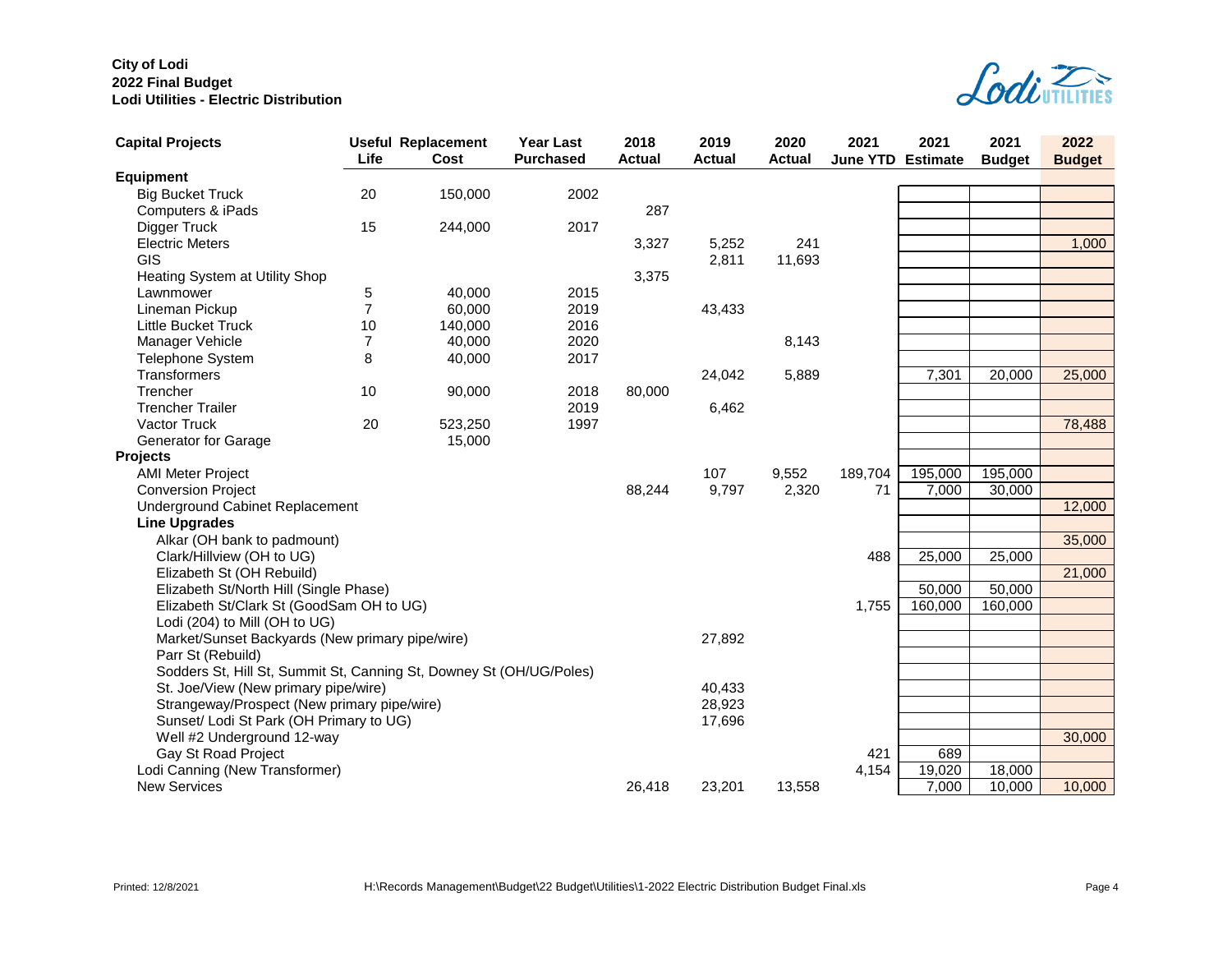**City of Lodi**
**2022 Final Budget**
**Lodi Utilities - Electric Distribution**

| Capital Projects | Useful Life | Replacement Cost | Year Last Purchased | 2018 Actual | 2019 Actual | 2020 Actual | 2021 June YTD | 2021 Estimate | 2021 Budget | 2022 Budget |
|---|---|---|---|---|---|---|---|---|---|---|
| **Equipment** | | | | | | | | | | |
| Big Bucket Truck | 20 | 150,000 | 2002 | | | | | | | |
| Computers & iPads | | | | 287 | | | | | | |
| Digger Truck | 15 | 244,000 | 2017 | | | | | | | |
| Electric Meters | | | | 3,327 | 5,252 | 241 | | | | 1,000 |
| GIS | | | | | 2,811 | 11,693 | | | | |
| Heating System at Utility Shop | | | | 3,375 | | | | | | |
| Lawnmower | 5 | 40,000 | 2015 | | | | | | | |
| Lineman Pickup | 7 | 60,000 | 2019 | | 43,433 | | | | | |
| Little Bucket Truck | 10 | 140,000 | 2016 | | | | | | | |
| Manager Vehicle | 7 | 40,000 | 2020 | | | 8,143 | | | | |
| Telephone System | 8 | 40,000 | 2017 | | | | | | | |
| Transformers | | | | | 24,042 | 5,889 | | 7,301 | 20,000 | 25,000 |
| Trencher | 10 | 90,000 | 2018 | 80,000 | | | | | | |
| Trencher Trailer | | | 2019 | | 6,462 | | | | | |
| Vactor Truck | 20 | 523,250 | 1997 | | | | | | | 78,488 |
| Generator for Garage | | 15,000 | | | | | | | | |
| **Projects** | | | | | | | | | | |
| AMI Meter Project | | | | | 107 | 9,552 | 189,704 | 195,000 | 195,000 | |
| Conversion Project | | | | 88,244 | 9,797 | 2,320 | 71 | 7,000 | 30,000 | |
| Underground Cabinet Replacement | | | | | | | | | | 12,000 |
| **Line Upgrades** | | | | | | | | | | |
| Alkar (OH bank to padmount) | | | | | | | | | | 35,000 |
| Clark/Hillview (OH to UG) | | | | | | | 488 | 25,000 | 25,000 | |
| Elizabeth St (OH Rebuild) | | | | | | | | | | 21,000 |
| Elizabeth St/North Hill (Single Phase) | | | | | | | | 50,000 | 50,000 | |
| Elizabeth St/Clark St (GoodSam OH to UG) | | | | | | | 1,755 | 160,000 | 160,000 | |
| Lodi (204) to Mill (OH to UG) | | | | | | | | | | |
| Market/Sunset Backyards (New primary pipe/wire) | | | | | 27,892 | | | | | |
| Parr St (Rebuild) | | | | | | | | | | |
| Sodders St, Hill St, Summit St, Canning St, Downey St (OH/UG/Poles) | | | | | | | | | | |
| St. Joe/View (New primary pipe/wire) | | | | | 40,433 | | | | | |
| Strangeway/Prospect (New primary pipe/wire) | | | | | 28,923 | | | | | |
| Sunset/ Lodi St Park (OH Primary to UG) | | | | | 17,696 | | | | | |
| Well #2 Underground 12-way | | | | | | | | | | 30,000 |
| Gay St Road Project | | | | | | | 421 | 689 | | |
| Lodi Canning (New Transformer) | | | | | | | 4,154 | 19,020 | 18,000 | |
| New Services | | | | 26,418 | 23,201 | 13,558 | | 7,000 | 10,000 | 10,000 |

Printed: 12/8/2021 H:\Records Management\Budget\22 Budget\Utilities\1-2022 Electric Distribution Budget Final.xls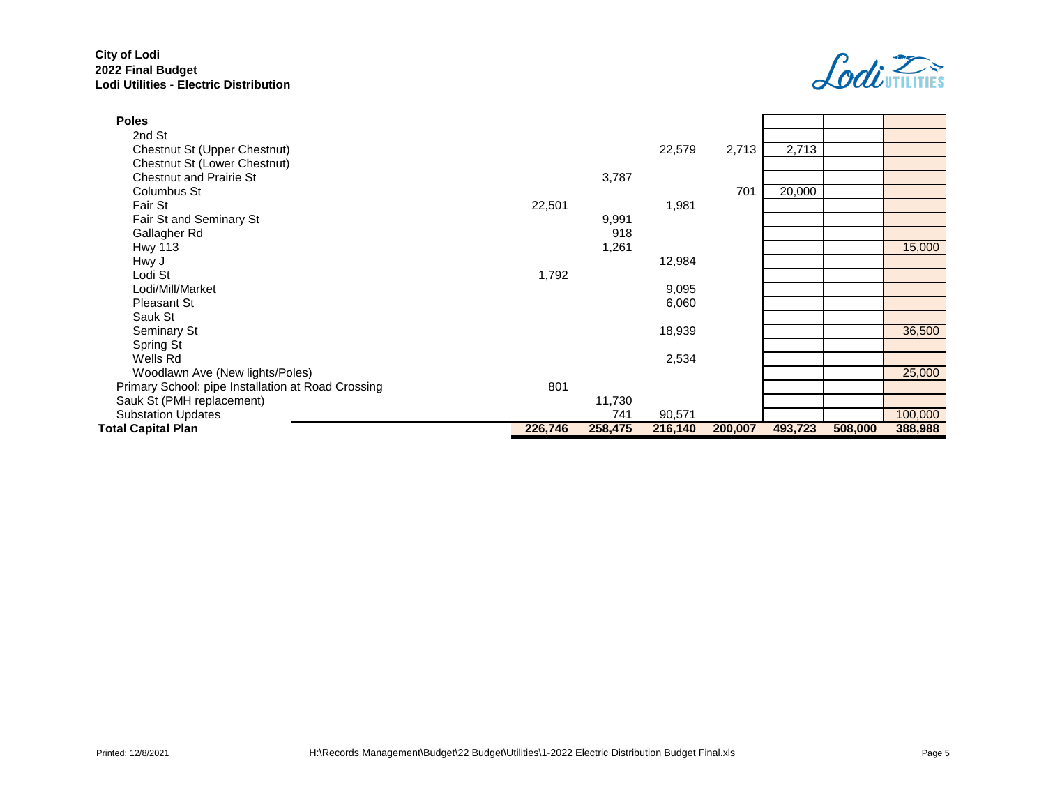**City of Lodi**
**2022 Final Budget**
**Lodi Utilities - Electric Distribution**

| | | | | | | | |
|---|---|---|---|---|---|---|---|
| **Poles** | | | | | | | |
| 2nd St | | | | | | | |
| Chestnut St (Upper Chestnut) | | | 22,579 | 2,713 | 2,713 | | |
| Chestnut St (Lower Chestnut) | | | | | | | |
| Chestnut and Prairie St | | 3,787 | | | | | |
| Columbus St | | | | 701 | 20,000 | | |
| Fair St | 22,501 | | 1,981 | | | | |
| Fair St and Seminary St | | 9,991 | | | | | |
| Gallagher Rd | | 918 | | | | | |
| Hwy 113 | | 1,261 | | | | | 15,000 |
| Hwy J | | | 12,984 | | | | |
| Lodi St | 1,792 | | | | | | |
| Lodi/Mill/Market | | | 9,095 | | | | |
| Pleasant St | | | 6,060 | | | | |
| Sauk St | | | | | | | |
| Seminary St | | | 18,939 | | | | 36,500 |
| Spring St | | | | | | | |
| Wells Rd | | | 2,534 | | | | |
| Woodlawn Ave (New lights/Poles) | | | | | | | 25,000 |
| Primary School: pipe Installation at Road Crossing | 801 | | | | | | |
| Sauk St (PMH replacement) | | 11,730 | | | | | |
| Substation Updates | | 741 | 90,571 | | | | 100,000 |
| **Total Capital Plan** | **226,746** | **258,475** | **216,140** | **200,007** | **493,723** | **508,000** | **388,988** |

Printed: 12/8/2021 H:\Records Management\Budget\22 Budget\Utilities\1-2022 Electric Distribution Budget Final.xls